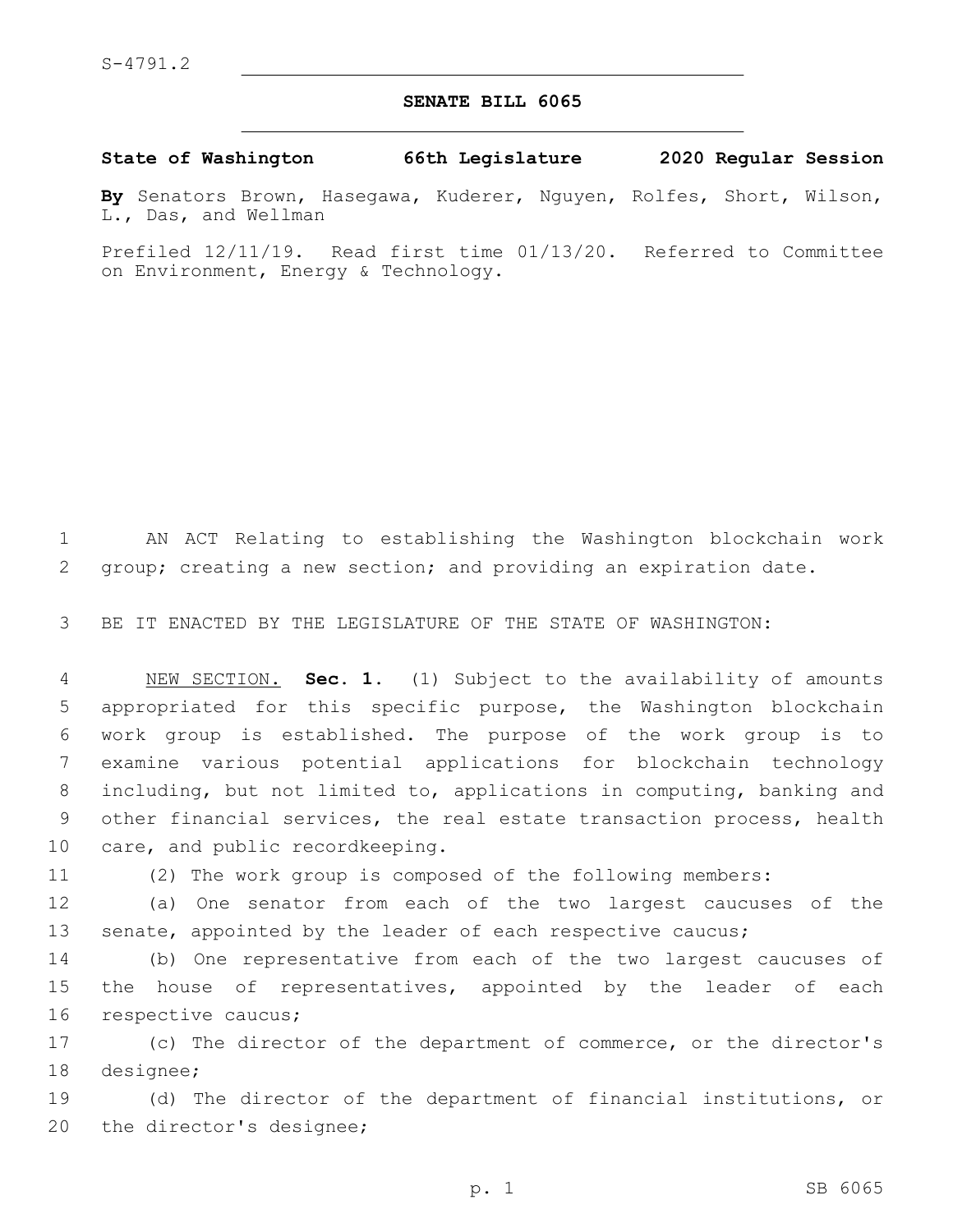S-4791.2

# SENATE BILL 6065

**State of Washington 66th Legislature 2020 Regular Session**

**By** Senators Brown, Hasegawa, Kuderer, Nguyen, Rolfes, Short, Wilson, L., Das, and Wellman

Prefiled 12/11/19. Read first time 01/13/20. Referred to Committee on Environment, Energy & Technology.

AN ACT Relating to establishing the Washington blockchain work group; creating a new section; and providing an expiration date.

BE IT ENACTED BY THE LEGISLATURE OF THE STATE OF WASHINGTON:

NEW SECTION. **Sec. 1.** (1) Subject to the availability of amounts appropriated for this specific purpose, the Washington blockchain work group is established. The purpose of the work group is to examine various potential applications for blockchain technology including, but not limited to, applications in computing, banking and other financial services, the real estate transaction process, health care, and public recordkeeping.

(2) The work group is composed of the following members:

(a) One senator from each of the two largest caucuses of the senate, appointed by the leader of each respective caucus;

(b) One representative from each of the two largest caucuses of the house of representatives, appointed by the leader of each respective caucus;

(c) The director of the department of commerce, or the director's designee;

(d) The director of the department of financial institutions, or the director's designee;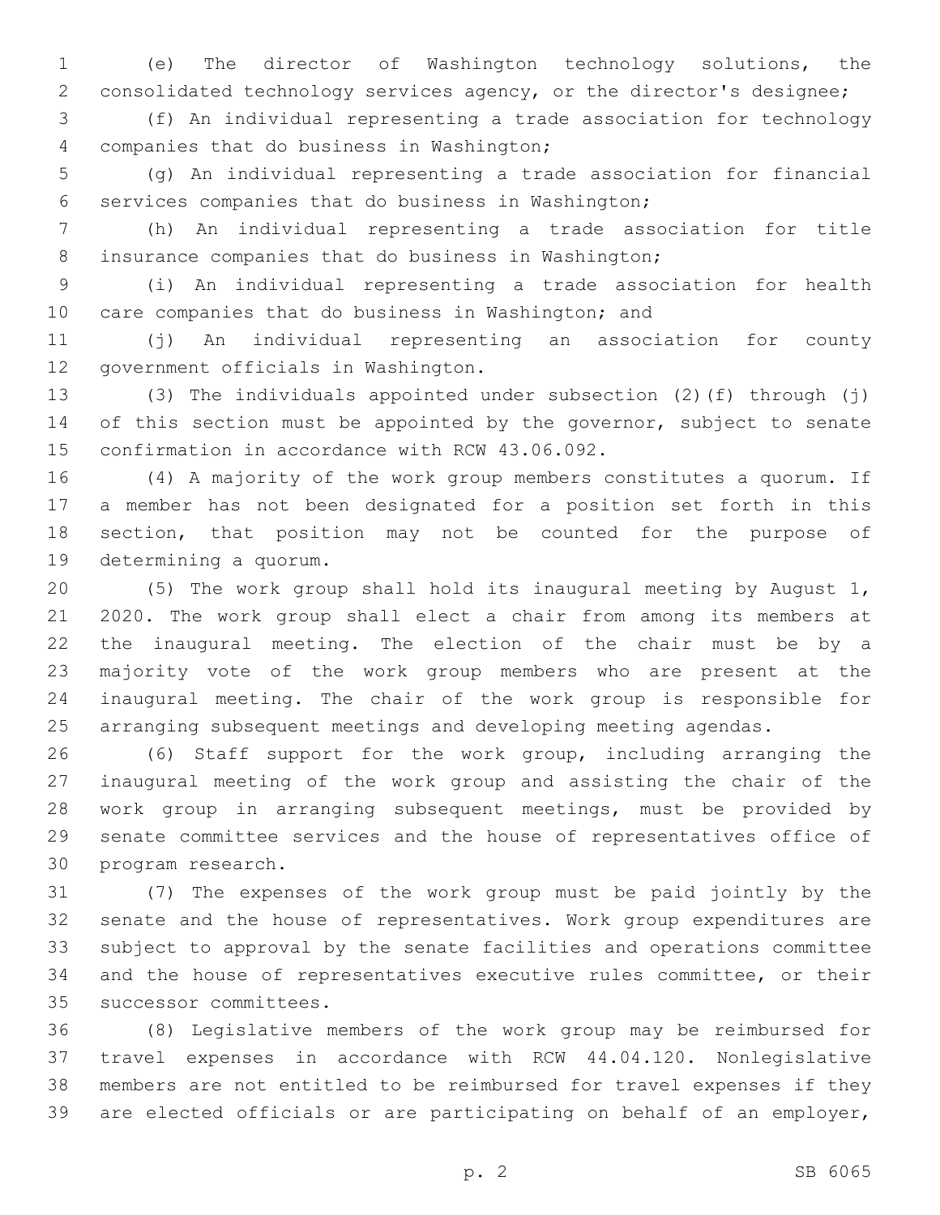(e) The director of Washington technology solutions, the consolidated technology services agency, or the director's designee;

(f) An individual representing a trade association for technology companies that do business in Washington;

(g) An individual representing a trade association for financial services companies that do business in Washington;

(h) An individual representing a trade association for title insurance companies that do business in Washington;

(i) An individual representing a trade association for health care companies that do business in Washington; and

(j) An individual representing an association for county government officials in Washington.

(3) The individuals appointed under subsection (2)(f) through (j) of this section must be appointed by the governor, subject to senate confirmation in accordance with RCW 43.06.092.

(4) A majority of the work group members constitutes a quorum. If a member has not been designated for a position set forth in this section, that position may not be counted for the purpose of determining a quorum.

(5) The work group shall hold its inaugural meeting by August 1, 2020. The work group shall elect a chair from among its members at the inaugural meeting. The election of the chair must be by a majority vote of the work group members who are present at the inaugural meeting. The chair of the work group is responsible for arranging subsequent meetings and developing meeting agendas.

(6) Staff support for the work group, including arranging the inaugural meeting of the work group and assisting the chair of the work group in arranging subsequent meetings, must be provided by senate committee services and the house of representatives office of program research.

(7) The expenses of the work group must be paid jointly by the senate and the house of representatives. Work group expenditures are subject to approval by the senate facilities and operations committee and the house of representatives executive rules committee, or their successor committees.

(8) Legislative members of the work group may be reimbursed for travel expenses in accordance with RCW 44.04.120. Nonlegislative members are not entitled to be reimbursed for travel expenses if they are elected officials or are participating on behalf of an employer,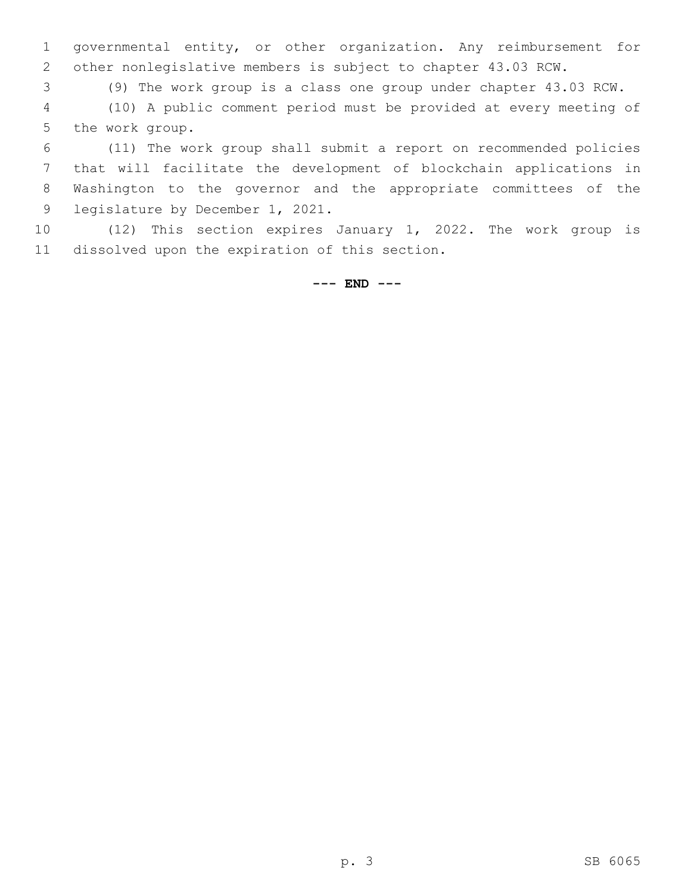governmental entity, or other organization. Any reimbursement for other nonlegislative members is subject to chapter 43.03 RCW.

(9) The work group is a class one group under chapter 43.03 RCW.

(10) A public comment period must be provided at every meeting of the work group.

(11) The work group shall submit a report on recommended policies that will facilitate the development of blockchain applications in Washington to the governor and the appropriate committees of the legislature by December 1, 2021.

(12) This section expires January 1, 2022. The work group is dissolved upon the expiration of this section.

**--- END ---**